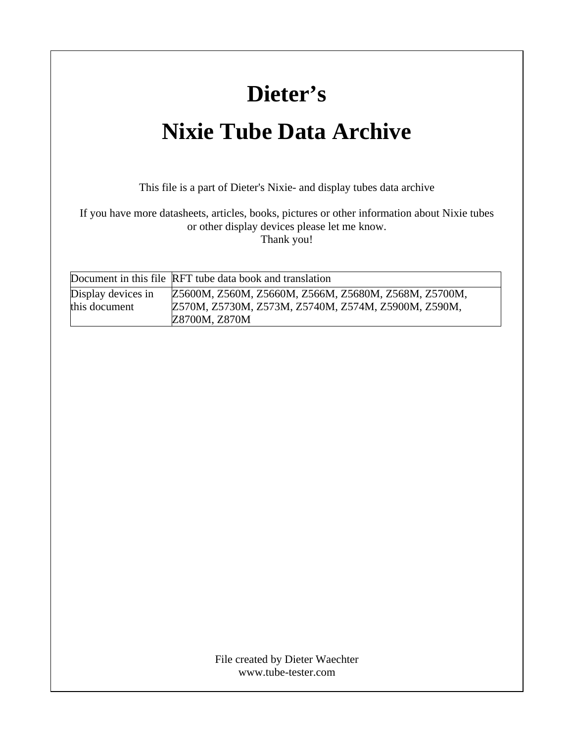# Dieter's

# Nixie Tube Data Archive

This file is a part of Dieter's Nixie- and display tubes data archive

If you have more datasheets, articles, books, pictures or other information about Nixie tubes or other display devices please let me know.
Thank you!

| Document in this file | RFT tube data book and translation |
|---|---|
| Display devices in this document | Z5600M, Z560M, Z5660M, Z566M, Z5680M, Z568M, Z5700M, Z570M, Z5730M, Z573M, Z5740M, Z574M, Z5900M, Z590M, Z8700M, Z870M |

File created by Dieter Waechter
www.tube-tester.com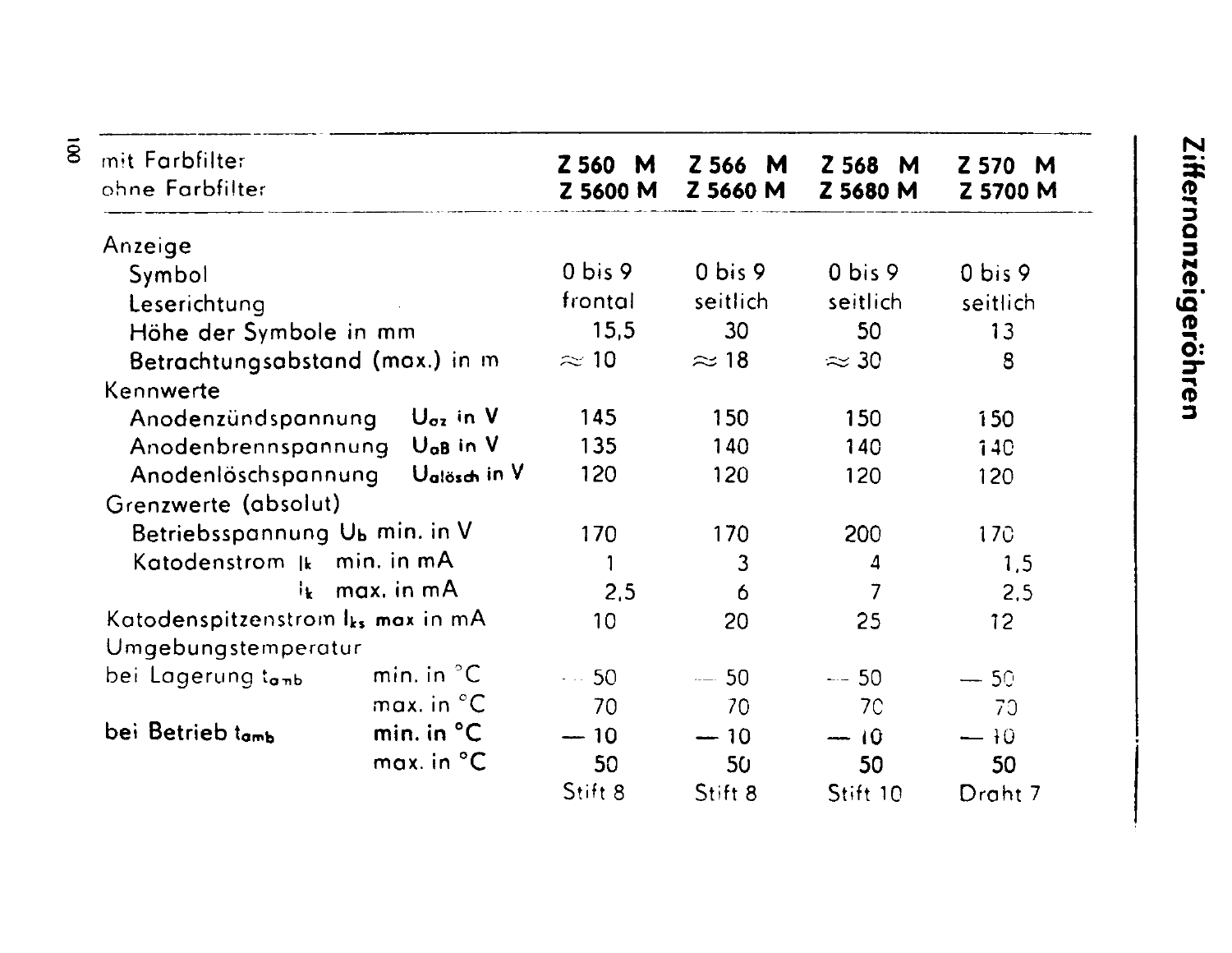# Ziffernanzeigeröhren

| mit Farbfilter<br>ohne Farbfilter | | Z 560 M<br>Z 5600 M | Z 566 M<br>Z 5660 M | Z 568 M<br>Z 5680 M | Z 570 M<br>Z 5700 M |
|---|---|---|---|---|---|
| Anzeige | | | | | |
| Symbol | | 0 bis 9 | 0 bis 9 | 0 bis 9 | 0 bis 9 |
| Leserichtung | | frontal | seitlich | seitlich | seitlich |
| Höhe der Symbole in mm | | 15,5 | 30 | 50 | 13 |
| Betrachtungsabstand (max.) in m | | ≈ 10 | ≈ 18 | ≈ 30 | 8 |
| Kennwerte | | | | | |
| Anodenzündspannung | $U_{az}$ in V | 145 | 150 | 150 | 150 |
| Anodenbrennspannung | $U_{aB}$ in V | 135 | 140 | 140 | 140 |
| Anodenlöschspannung | $U_{alösch}$ in V | 120 | 120 | 120 | 120 |
| Grenzwerte (absolut) | | | | | |
| Betriebsspannung $U_b$ min. in V | | 170 | 170 | 200 | 170 |
| Katodenstrom $I_k$ | min. in mA | 1 | 3 | 4 | 1,5 |
| $I_k$ | max. in mA | 2,5 | 6 | 7 | 2,5 |
| Katodenspitzenstrom $I_{ks}$ max in mA | | 10 | 20 | 25 | 12 |
| Umgebungstemperatur | | | | | |
| bei Lagerung $t_{amb}$ | min. in °C | −50 | −50 | −50 | −50 |
| | max. in °C | 70 | 70 | 70 | 70 |
| **bei Betrieb $t_{amb}$** | **min. in °C** | **−10** | **−10** | **−10** | **−10** |
| | max. in °C | 50 | 50 | 50 | 50 |
| | | Stift 8 | Stift 8 | Stift 10 | Draht 7 |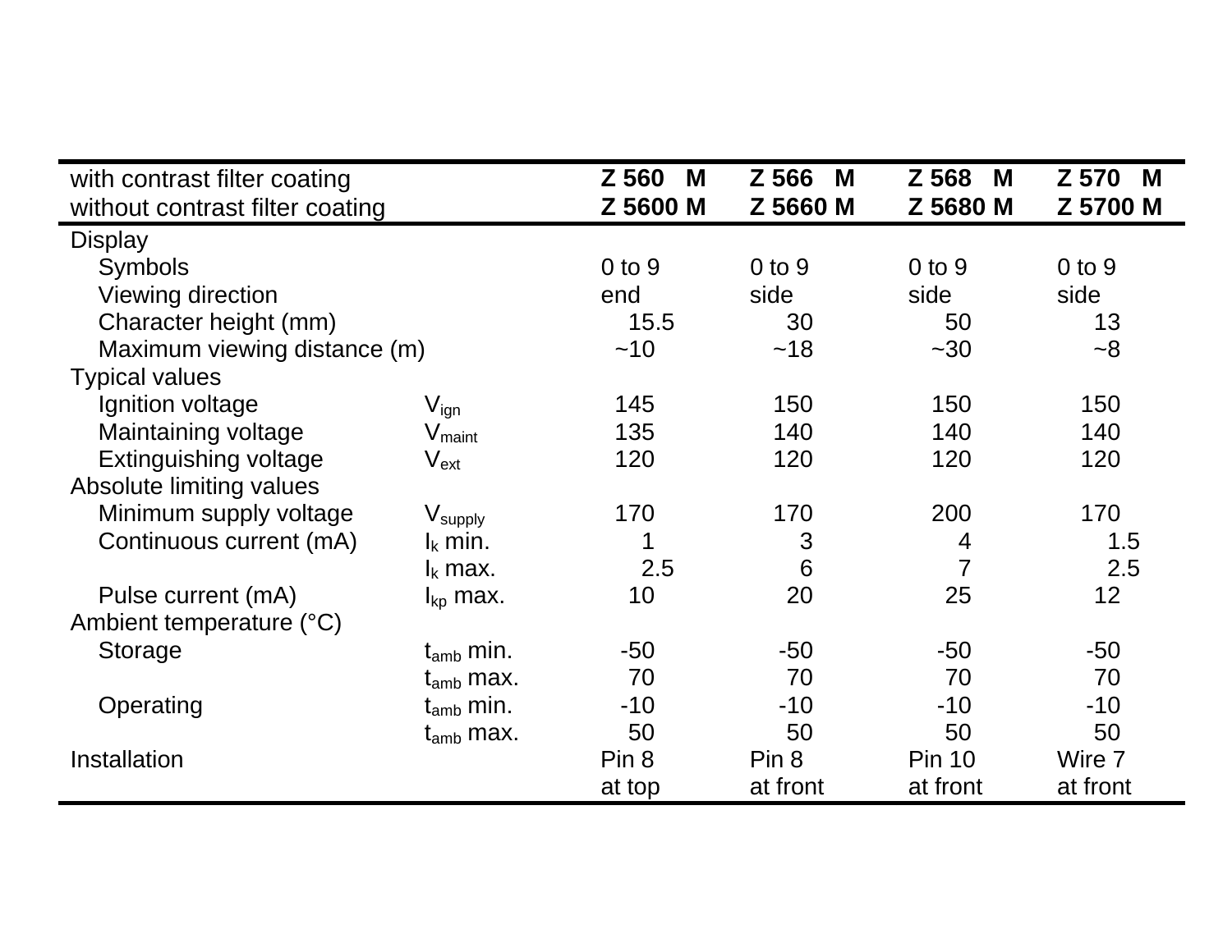| with contrast filter coating<br>without contrast filter coating | | Z 560 M<br>Z 5600 M | Z 566 M<br>Z 5660 M | Z 568 M<br>Z 5680 M | Z 570 M<br>Z 5700 M |
|---|---|---|---|---|---|
| Display | | | | | |
| Symbols | | 0 to 9 | 0 to 9 | 0 to 9 | 0 to 9 |
| Viewing direction | | end | side | side | side |
| Character height (mm) | | 15.5 | 30 | 50 | 13 |
| Maximum viewing distance (m) | | ~10 | ~18 | ~30 | ~8 |
| Typical values | | | | | |
| Ignition voltage | $V_{ign}$ | 145 | 150 | 150 | 150 |
| Maintaining voltage | $V_{maint}$ | 135 | 140 | 140 | 140 |
| Extinguishing voltage | $V_{ext}$ | 120 | 120 | 120 | 120 |
| Absolute limiting values | | | | | |
| Minimum supply voltage | $V_{supply}$ | 170 | 170 | 200 | 170 |
| Continuous current (mA) | $I_k$ min. | 1 | 3 | 4 | 1.5 |
| | $I_k$ max. | 2.5 | 6 | 7 | 2.5 |
| Pulse current (mA) | $I_{kp}$ max. | 10 | 20 | 25 | 12 |
| Ambient temperature (°C) | | | | | |
| Storage | $t_{amb}$ min. | -50 | -50 | -50 | -50 |
| | $t_{amb}$ max. | 70 | 70 | 70 | 70 |
| Operating | $t_{amb}$ min. | -10 | -10 | -10 | -10 |
| | $t_{amb}$ max. | 50 | 50 | 50 | 50 |
| Installation | | Pin 8<br>at top | Pin 8<br>at front | Pin 10<br>at front | Wire 7<br>at front |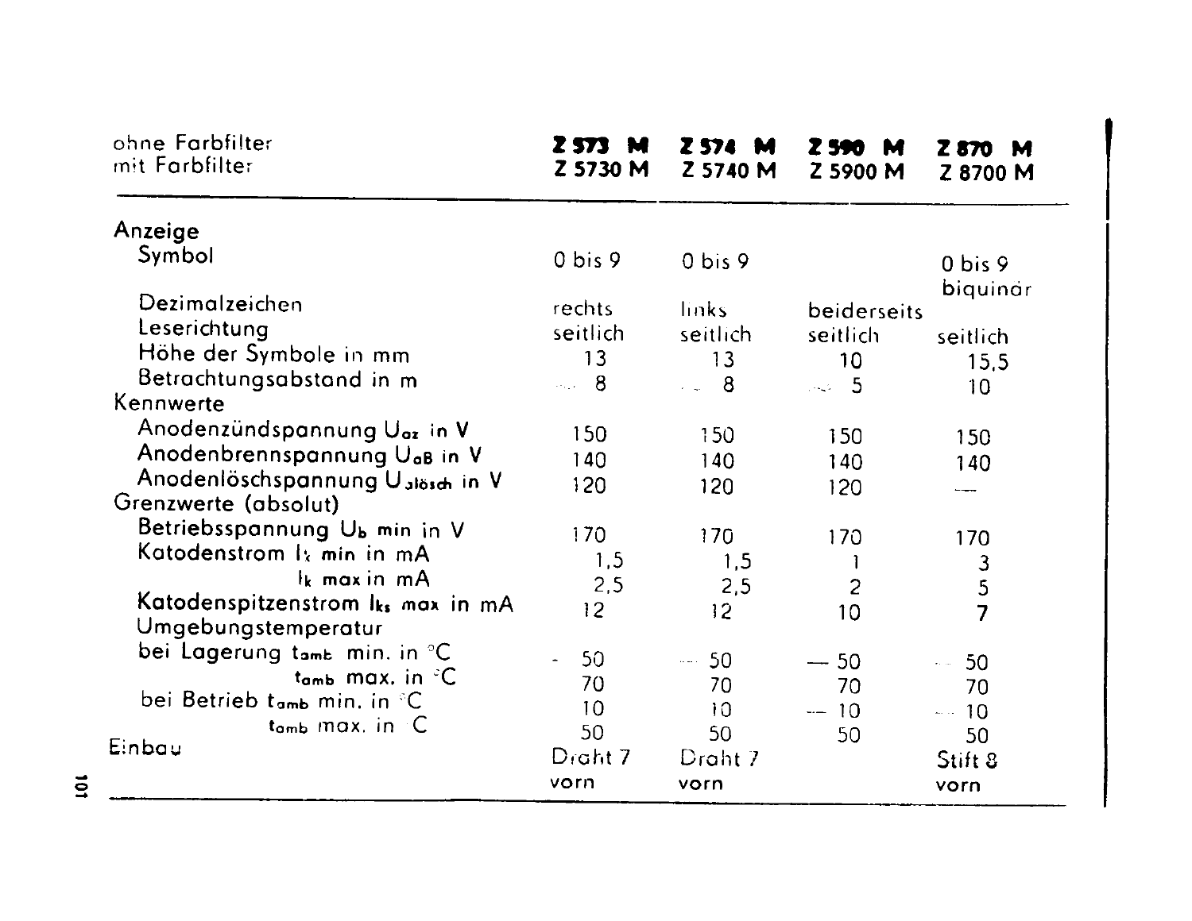| ohne Farbfilter<br>mit Farbfilter | **Z 573 M**<br>**Z 5730 M** | **Z 574 M**<br>**Z 5740 M** | **Z 590 M**<br>**Z 5900 M** | **Z 870 M**<br>**Z 8700 M** |
|---|---|---|---|---|
| **Anzeige** | | | | |
| Symbol | 0 bis 9 | 0 bis 9 | | 0 bis 9<br>biquinär |
| Dezimalzeichen | rechts | links | beiderseits | |
| Leserichtung | seitlich | seitlich | seitlich | seitlich |
| Höhe der Symbole in mm | 13 | 13 | 10 | 15,5 |
| Betrachtungsabstand in m | ~ 8 | ~ 8 | ~ 5 | 10 |
| **Kennwerte** | | | | |
| Anodenzündspannung $U_{az}$ in V | 150 | 150 | 150 | 150 |
| Anodenbrennspannung $U_{aB}$ in V | 140 | 140 | 140 | 140 |
| Anodenlöschspannung $U_{a lösch}$ in V | 120 | 120 | 120 | — |
| **Grenzwerte (absolut)** | | | | |
| Betriebsspannung $U_b$ min in V | 170 | 170 | 170 | 170 |
| Katodenstrom $I_k$ min in mA | 1,5 | 1,5 | 1 | 3 |
| $I_k$ max in mA | 2,5 | 2,5 | 2 | 5 |
| Katodenspitzenstrom $I_{ks}$ max in mA | 12 | 12 | 10 | 7 |
| Umgebungstemperatur | | | | |
| bei Lagerung $t_{amb}$ min. in °C | − 50 | − 50 | − 50 | − 50 |
| $t_{amb}$ max. in °C | 70 | 70 | 70 | 70 |
| bei Betrieb $t_{amb}$ min. in °C | 10 | 10 | − 10 | − 10 |
| $t_{amb}$ max. in °C | 50 | 50 | 50 | 50 |
| Einbau | Draht 7<br>vorn | Draht 7<br>vorn | | Stift 8<br>vorn |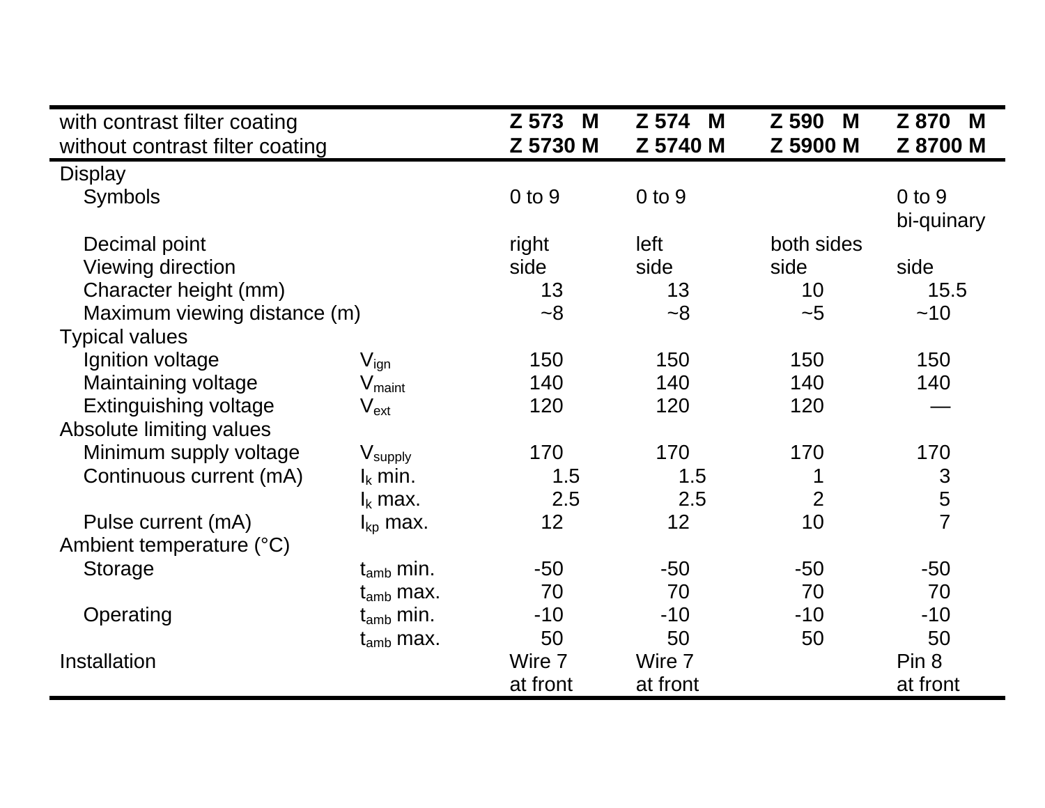| with contrast filter coating<br>without contrast filter coating | | Z 573 M<br>Z 5730 M | Z 574 M<br>Z 5740 M | Z 590 M<br>Z 5900 M | Z 870 M<br>Z 8700 M |
|---|---|---|---|---|---|
| Display | | | | | |
| Symbols | | 0 to 9 | 0 to 9 | | 0 to 9<br>bi-quinary |
| Decimal point | | right | left | both sides | |
| Viewing direction | | side | side | side | side |
| Character height (mm) | | 13 | 13 | 10 | 15.5 |
| Maximum viewing distance (m) | | ~8 | ~8 | ~5 | ~10 |
| Typical values | | | | | |
| Ignition voltage | $V_{ign}$ | 150 | 150 | 150 | 150 |
| Maintaining voltage | $V_{maint}$ | 140 | 140 | 140 | 140 |
| Extinguishing voltage | $V_{ext}$ | 120 | 120 | 120 | — |
| Absolute limiting values | | | | | |
| Minimum supply voltage | $V_{supply}$ | 170 | 170 | 170 | 170 |
| Continuous current (mA) | $I_k$ min. | 1.5 | 1.5 | 1 | 3 |
| | $I_k$ max. | 2.5 | 2.5 | 2 | 5 |
| Pulse current (mA) | $I_{kp}$ max. | 12 | 12 | 10 | 7 |
| Ambient temperature (°C) | | | | | |
| Storage | $t_{amb}$ min. | -50 | -50 | -50 | -50 |
| | $t_{amb}$ max. | 70 | 70 | 70 | 70 |
| Operating | $t_{amb}$ min. | -10 | -10 | -10 | -10 |
| | $t_{amb}$ max. | 50 | 50 | 50 | 50 |
| Installation | | Wire 7<br>at front | Wire 7<br>at front | | Pin 8<br>at front |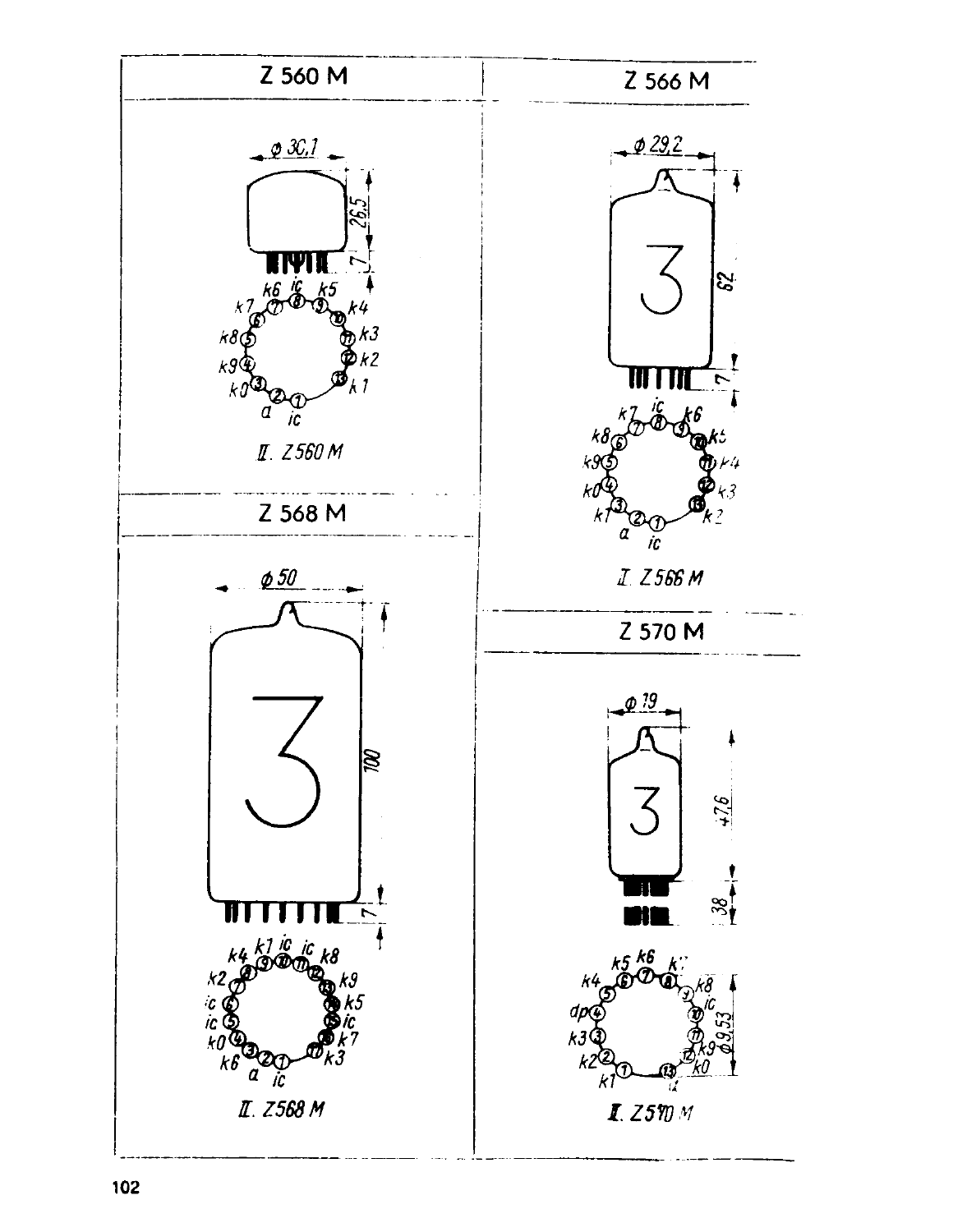## Z 560 M

ϕ 30,1

26,5

7

k6 ic k5
k7 ⑥ ⑦ ⑧ ⑨ ⑩ k4
k8 ⑤ ⑪ k3
k9 ④ ⑫ k2
k0 ③ ② ① ⑬ k1
a ic

II. Z 560 M

## Z 566 M

ϕ 29,2

62

7

k7 ic k6
k8 ⑥ ⑦ ⑧ ⑨ ⑩ k5
k9 ⑤ ⑪ k4
k0 ④ ⑫ k3
k1 ③ ② ① ⑬ k2
a ic

I. Z 566 M

## Z 568 M

ϕ 50

100

7

k4 k1 ic ic k8
k2 ⑧ ⑨ ⑩ ⑪ ⑫ ⑬ k9
ic ⑦ ⑭ k5
ic ⑥ ⑮ ic
ic ⑤ ⑯ k7
k0 ④ ⑰ k3
k6 ③ ② ①
a ic

II. Z 568 M

## Z 570 M

ϕ 19

47,6

38

ϕ 9,53

k5 k6 k7
k4 ⑤ ⑥ ⑦ ⑧ ⑨ k8
dp ④ ⑩ ic
k3 ③ ⑪ k9
k2 ② ⑫ k0
k1 ① ⑬ a

I. Z 570 M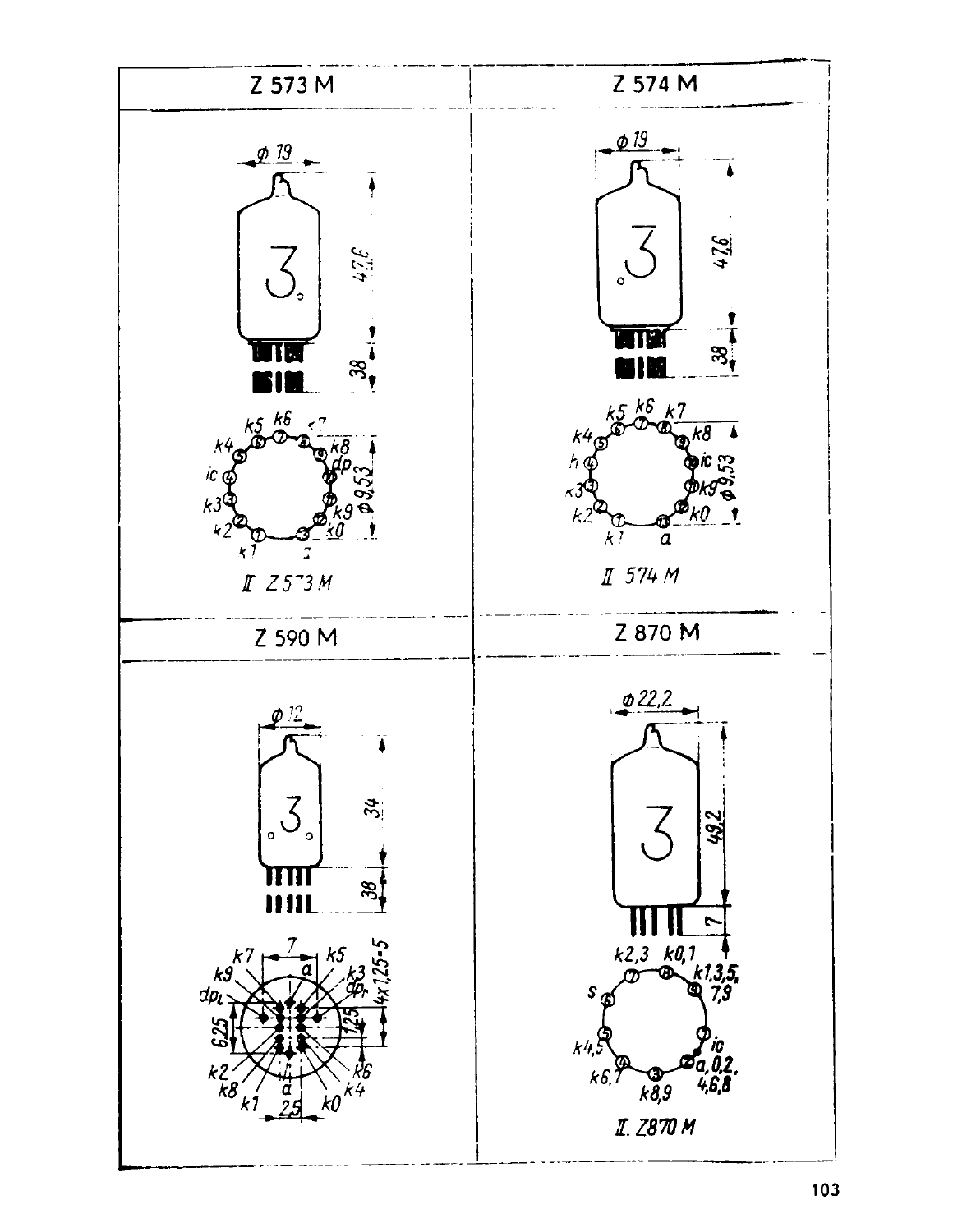| Z 573 M | Z 574 M |
| --- | --- |

Z 573 M

ϕ 19

47,6

38

k5 k6 k7

k4 k8

ic dp

k3 k9

k2 k0

k1

II Z 573 M

ϕ 9,53

Z 574 M

ϕ 19

47,6

38

k5 k6 k7

k4 k8

h ic

k3 k9

k2 k0

k1 a

II 574 M

ϕ 9,53

Z 590 M

ϕ 12

34

38

7

k7 k5

k9 a k3

$dp_L$ $dp_r$

6,25

1,25

4x1,25=5

k2 k6

k8 a k4

k1 2,5 k0

Z 870 M

ϕ 22,2

49,2

7

k2,3 k0,1

s k1,3,5,7,9

k4,5 ic

k6,7 a,0,2,4,6,8

k8,9

II. Z870 M